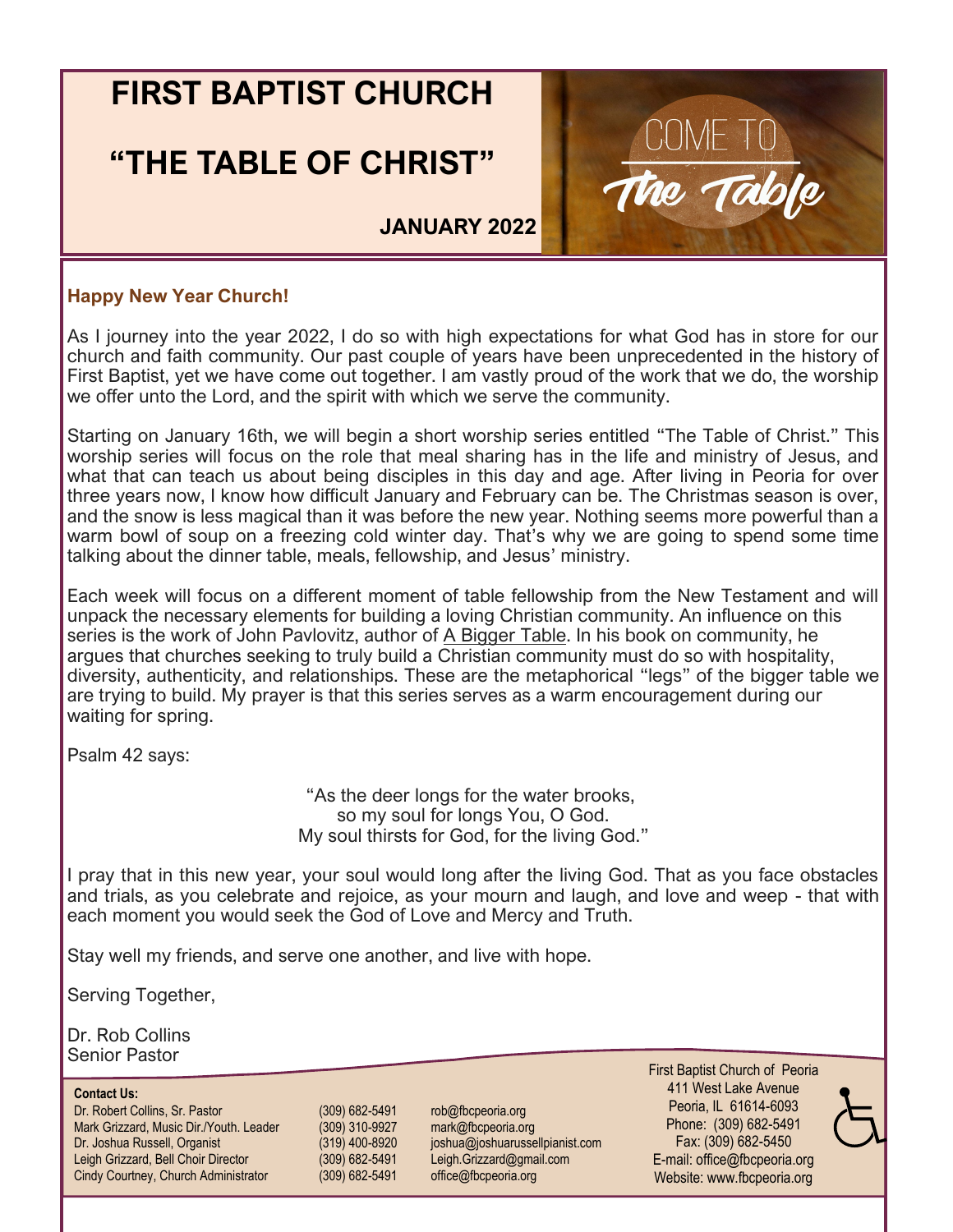# FIRST BAPTIST CHURCH

# "THE TABLE OF CHRIST"

**JANUARY 2022**

COME TO The Table

**Happy New Year Church!**

As I journey into the year 2022, I do so with high expectations for what God has in store for our church and faith community. Our past couple of years have been unprecedented in the history of First Baptist, yet we have come out together. I am vastly proud of the work that we do, the worship we offer unto the Lord, and the spirit with which we serve the community.

Starting on January 16th, we will begin a short worship series entitled "The Table of Christ." This worship series will focus on the role that meal sharing has in the life and ministry of Jesus, and what that can teach us about being disciples in this day and age. After living in Peoria for over three years now, I know how difficult January and February can be. The Christmas season is over, and the snow is less magical than it was before the new year. Nothing seems more powerful than a warm bowl of soup on a freezing cold winter day. That's why we are going to spend some time talking about the dinner table, meals, fellowship, and Jesus' ministry.

Each week will focus on a different moment of table fellowship from the New Testament and will unpack the necessary elements for building a loving Christian community. An influence on this series is the work of John Pavlovitz, author of A Bigger Table. In his book on community, he argues that churches seeking to truly build a Christian community must do so with hospitality, diversity, authenticity, and relationships. These are the metaphorical "legs" of the bigger table we are trying to build. My prayer is that this series serves as a warm encouragement during our waiting for spring.

Psalm 42 says:

"As the deer longs for the water brooks,
so my soul for longs You, O God.
My soul thirsts for God, for the living God."

I pray that in this new year, your soul would long after the living God. That as you face obstacles and trials, as you celebrate and rejoice, as your mourn and laugh, and love and weep - that with each moment you would seek the God of Love and Mercy and Truth.

Stay well my friends, and serve one another, and live with hope.

Serving Together,

Dr. Rob Collins
Senior Pastor

**Contact Us:**

| | | |
|---|---|---|
| Dr. Robert Collins, Sr. Pastor | (309) 682-5491 | rob@fbcpeoria.org |
| Mark Grizzard, Music Dir./Youth. Leader | (309) 310-9927 | mark@fbcpeoria.org |
| Dr. Joshua Russell, Organist | (319) 400-8920 | joshua@joshuarussellpianist.com |
| Leigh Grizzard, Bell Choir Director | (309) 682-5491 | Leigh.Grizzard@gmail.com |
| Cindy Courtney, Church Administrator | (309) 682-5491 | office@fbcpeoria.org |

First Baptist Church of Peoria
411 West Lake Avenue
Peoria, IL 61614-6093
Phone: (309) 682-5491
Fax: (309) 682-5450
E-mail: office@fbcpeoria.org
Website: www.fbcpeoria.org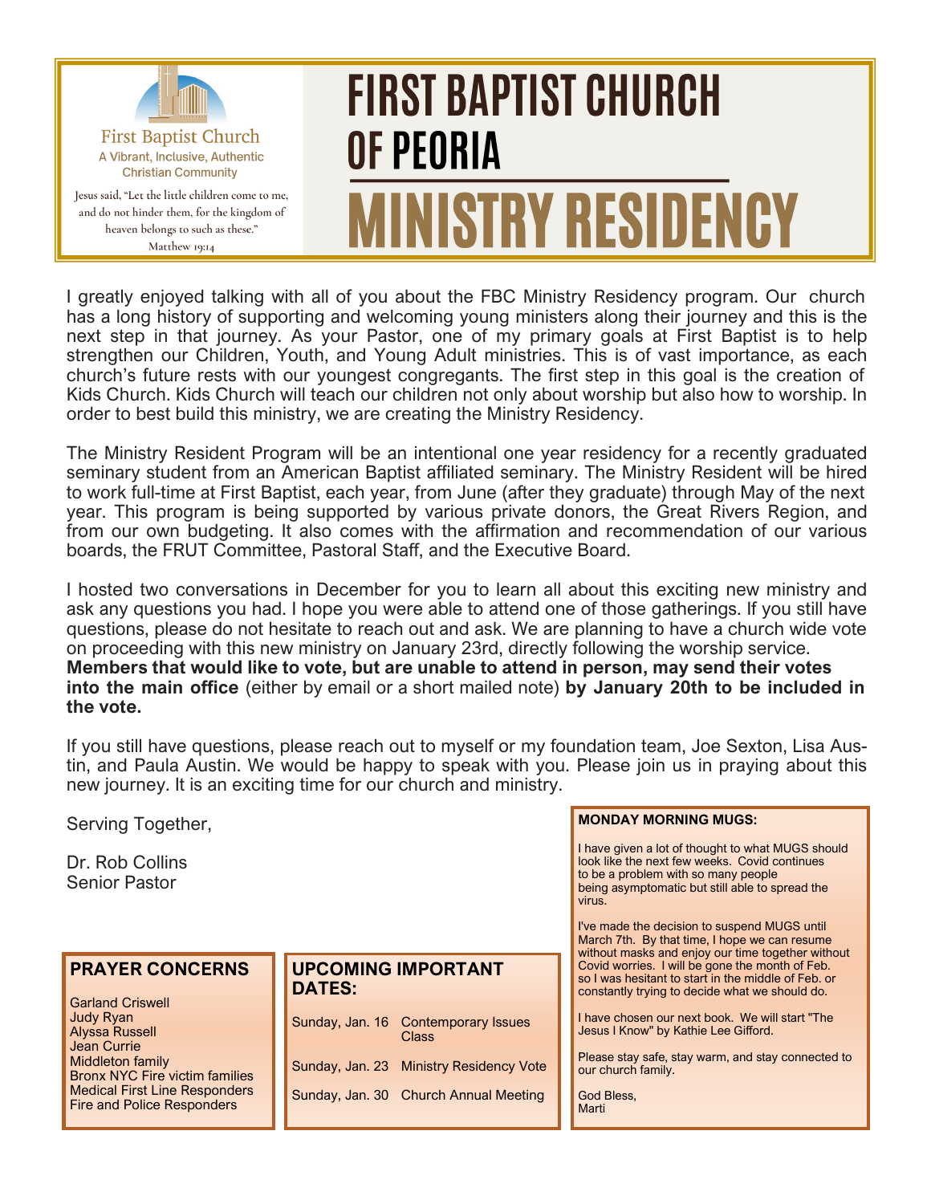First Baptist Church

A Vibrant, Inclusive, Authentic Christian Community

Jesus said, "Let the little children come to me, and do not hinder them, for the kingdom of heaven belongs to such as these."
Matthew 19:14

# FIRST BAPTIST CHURCH OF PEORIA

# MINISTRY RESIDENCY

I greatly enjoyed talking with all of you about the FBC Ministry Residency program. Our church has a long history of supporting and welcoming young ministers along their journey and this is the next step in that journey. As your Pastor, one of my primary goals at First Baptist is to help strengthen our Children, Youth, and Young Adult ministries. This is of vast importance, as each church's future rests with our youngest congregants. The first step in this goal is the creation of Kids Church. Kids Church will teach our children not only about worship but also how to worship. In order to best build this ministry, we are creating the Ministry Residency.

The Ministry Resident Program will be an intentional one year residency for a recently graduated seminary student from an American Baptist affiliated seminary. The Ministry Resident will be hired to work full-time at First Baptist, each year, from June (after they graduate) through May of the next year. This program is being supported by various private donors, the Great Rivers Region, and from our own budgeting. It also comes with the affirmation and recommendation of our various boards, the FRUT Committee, Pastoral Staff, and the Executive Board.

I hosted two conversations in December for you to learn all about this exciting new ministry and ask any questions you had. I hope you were able to attend one of those gatherings. If you still have questions, please do not hesitate to reach out and ask. We are planning to have a church wide vote on proceeding with this new ministry on January 23rd, directly following the worship service. **Members that would like to vote, but are unable to attend in person, may send their votes into the main office** (either by email or a short mailed note) **by January 20th to be included in the vote.**

If you still have questions, please reach out to myself or my foundation team, Joe Sexton, Lisa Austin, and Paula Austin. We would be happy to speak with you. Please join us in praying about this new journey. It is an exciting time for our church and ministry.

Serving Together,

Dr. Rob Collins
Senior Pastor

## PRAYER CONCERNS

Garland Criswell
Judy Ryan
Alyssa Russell
Jean Currie
Middleton family
Bronx NYC Fire victim families
Medical First Line Responders
Fire and Police Responders

## UPCOMING IMPORTANT DATES:

| | |
|---|---|
| Sunday, Jan. 16 | Contemporary Issues Class |
| Sunday, Jan. 23 | Ministry Residency Vote |
| Sunday, Jan. 30 | Church Annual Meeting |

## MONDAY MORNING MUGS:

I have given a lot of thought to what MUGS should look like the next few weeks. Covid continues to be a problem with so many people being asymptomatic but still able to spread the virus.

I've made the decision to suspend MUGS until March 7th. By that time, I hope we can resume without masks and enjoy our time together without Covid worries. I will be gone the month of Feb. so I was hesitant to start in the middle of Feb. or constantly trying to decide what we should do.

I have chosen our next book. We will start "The Jesus I Know" by Kathie Lee Gifford.

Please stay safe, stay warm, and stay connected to our church family.

God Bless,
Marti